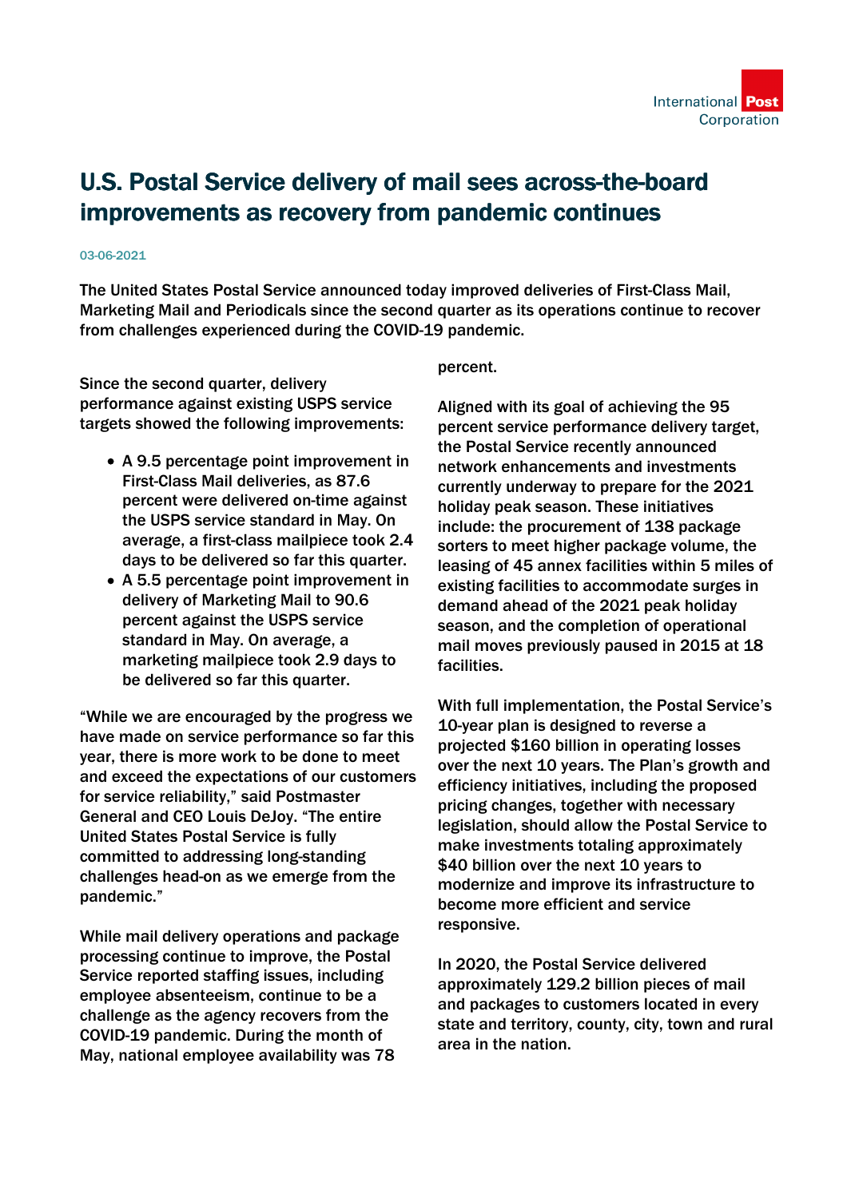# U.S. Postal Service delivery of mail sees across-the-board improvements as recovery from pandemic continues

03-06-2021

The United States Postal Service announced today improved deliveries of First-Class Mail, Marketing Mail and Periodicals since the second quarter as its operations continue to recover from challenges experienced during the COVID-19 pandemic.

Since the second quarter, delivery performance against existing USPS service targets showed the following improvements:

- A 9.5 percentage point improvement in First-Class Mail deliveries, as 87.6 percent were delivered on-time against the USPS service standard in May. On average, a first-class mailpiece took 2.4 days to be delivered so far this quarter.
- A 5.5 percentage point improvement in delivery of Marketing Mail to 90.6 percent against the USPS service standard in May. On average, a marketing mailpiece took 2.9 days to be delivered so far this quarter.

“While we are encouraged by the progress we have made on service performance so far this year, there is more work to be done to meet and exceed the expectations of our customers for service reliability,” said Postmaster General and CEO Louis DeJoy. “The entire United States Postal Service is fully committed to addressing long-standing challenges head-on as we emerge from the pandemic.”

While mail delivery operations and package processing continue to improve, the Postal Service reported staffing issues, including employee absenteeism, continue to be a challenge as the agency recovers from the COVID-19 pandemic. During the month of May, national employee availability was 78 percent.

Aligned with its goal of achieving the 95 percent service performance delivery target, the Postal Service recently announced network enhancements and investments currently underway to prepare for the 2021 holiday peak season. These initiatives include: the procurement of 138 package sorters to meet higher package volume, the leasing of 45 annex facilities within 5 miles of existing facilities to accommodate surges in demand ahead of the 2021 peak holiday season, and the completion of operational mail moves previously paused in 2015 at 18 facilities.

With full implementation, the Postal Service’s 10-year plan is designed to reverse a projected $160 billion in operating losses over the next 10 years. The Plan’s growth and efficiency initiatives, including the proposed pricing changes, together with necessary legislation, should allow the Postal Service to make investments totaling approximately $40 billion over the next 10 years to modernize and improve its infrastructure to become more efficient and service responsive.

In 2020, the Postal Service delivered approximately 129.2 billion pieces of mail and packages to customers located in every state and territory, county, city, town and rural area in the nation.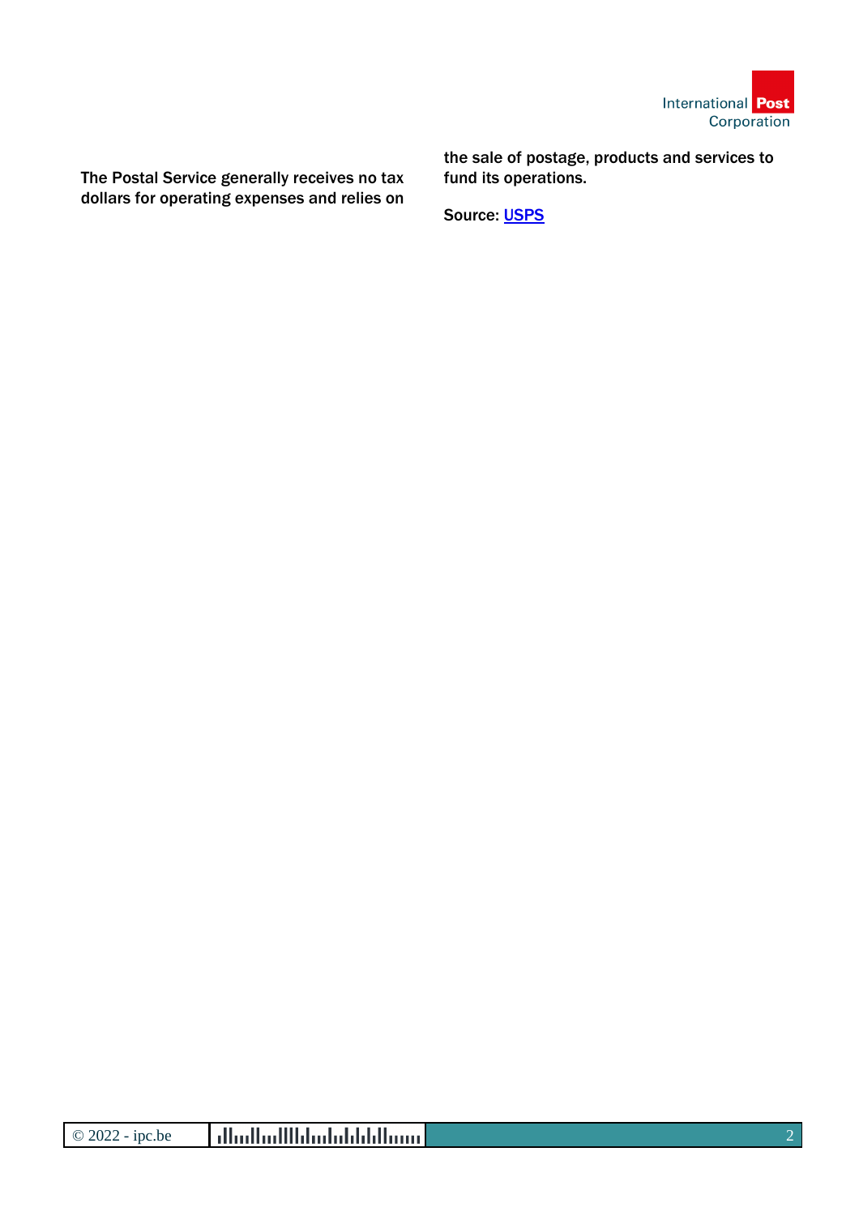**The Postal Service generally receives no tax dollars for operating expenses and relies on the sale of postage, products and services to fund its operations.**

**Source: USPS**